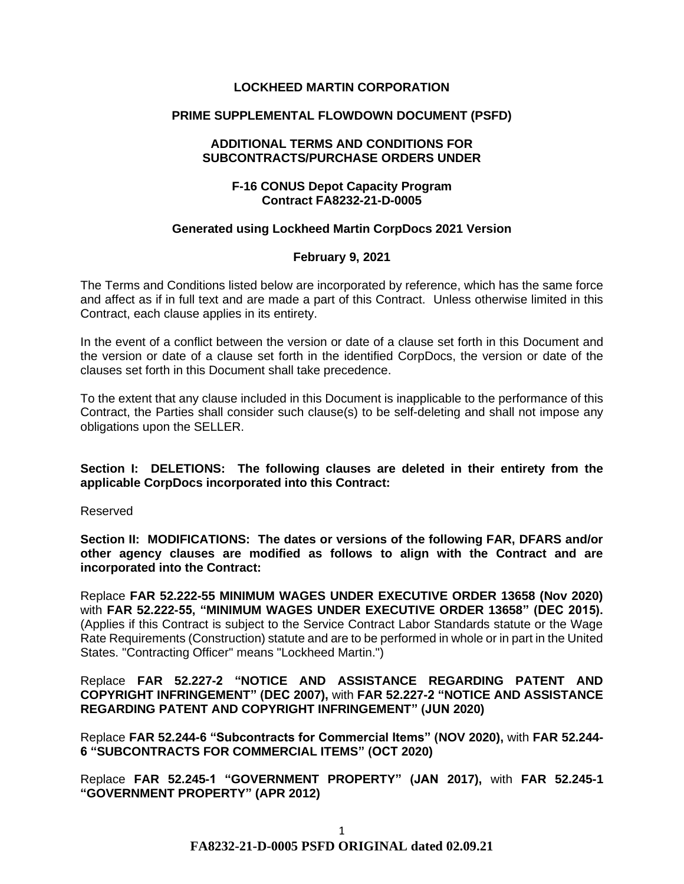**LOCKHEED MARTIN CORPORATION**

**PRIME SUPPLEMENTAL FLOWDOWN DOCUMENT (PSFD)**

**ADDITIONAL TERMS AND CONDITIONS FOR SUBCONTRACTS/PURCHASE ORDERS UNDER**

**F-16 CONUS Depot Capacity Program**
**Contract FA8232-21-D-0005**

**Generated using Lockheed Martin CorpDocs 2021 Version**

**February 9, 2021**

The Terms and Conditions listed below are incorporated by reference, which has the same force and affect as if in full text and are made a part of this Contract. Unless otherwise limited in this Contract, each clause applies in its entirety.

In the event of a conflict between the version or date of a clause set forth in this Document and the version or date of a clause set forth in the identified CorpDocs, the version or date of the clauses set forth in this Document shall take precedence.

To the extent that any clause included in this Document is inapplicable to the performance of this Contract, the Parties shall consider such clause(s) to be self-deleting and shall not impose any obligations upon the SELLER.

**Section I: DELETIONS: The following clauses are deleted in their entirety from the applicable CorpDocs incorporated into this Contract:**

Reserved

**Section II: MODIFICATIONS: The dates or versions of the following FAR, DFARS and/or other agency clauses are modified as follows to align with the Contract and are incorporated into the Contract:**

Replace **FAR 52.222-55 MINIMUM WAGES UNDER EXECUTIVE ORDER 13658 (Nov 2020)** with **FAR 52.222-55, "MINIMUM WAGES UNDER EXECUTIVE ORDER 13658" (DEC 2015).** (Applies if this Contract is subject to the Service Contract Labor Standards statute or the Wage Rate Requirements (Construction) statute and are to be performed in whole or in part in the United States. "Contracting Officer" means "Lockheed Martin.")

Replace **FAR 52.227-2 "NOTICE AND ASSISTANCE REGARDING PATENT AND COPYRIGHT INFRINGEMENT" (DEC 2007),** with **FAR 52.227-2 "NOTICE AND ASSISTANCE REGARDING PATENT AND COPYRIGHT INFRINGEMENT" (JUN 2020)**

Replace **FAR 52.244-6 "Subcontracts for Commercial Items" (NOV 2020),** with **FAR 52.244-6 "SUBCONTRACTS FOR COMMERCIAL ITEMS" (OCT 2020)**

Replace **FAR 52.245-1 "GOVERNMENT PROPERTY" (JAN 2017),** with **FAR 52.245-1 "GOVERNMENT PROPERTY" (APR 2012)**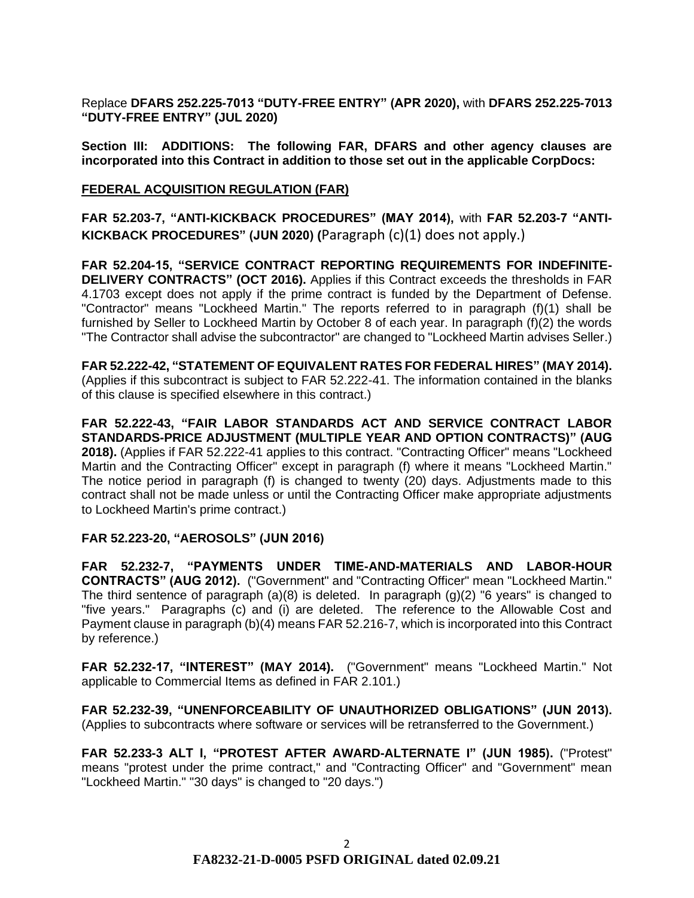Replace **DFARS 252.225-7013 "DUTY-FREE ENTRY" (APR 2020),** with **DFARS 252.225-7013 "DUTY-FREE ENTRY" (JUL 2020)**

**Section III: ADDITIONS: The following FAR, DFARS and other agency clauses are incorporated into this Contract in addition to those set out in the applicable CorpDocs:**

**FEDERAL ACQUISITION REGULATION (FAR)**

**FAR 52.203-7, "ANTI-KICKBACK PROCEDURES" (MAY 2014),** with **FAR 52.203-7 "ANTI-KICKBACK PROCEDURES" (JUN 2020) (**Paragraph (c)(1) does not apply.)

**FAR 52.204-15, "SERVICE CONTRACT REPORTING REQUIREMENTS FOR INDEFINITE-DELIVERY CONTRACTS" (OCT 2016).** Applies if this Contract exceeds the thresholds in FAR 4.1703 except does not apply if the prime contract is funded by the Department of Defense. "Contractor" means "Lockheed Martin." The reports referred to in paragraph (f)(1) shall be furnished by Seller to Lockheed Martin by October 8 of each year. In paragraph (f)(2) the words "The Contractor shall advise the subcontractor" are changed to "Lockheed Martin advises Seller.)

**FAR 52.222-42, "STATEMENT OF EQUIVALENT RATES FOR FEDERAL HIRES" (MAY 2014).** (Applies if this subcontract is subject to FAR 52.222-41. The information contained in the blanks of this clause is specified elsewhere in this contract.)

**FAR 52.222-43, "FAIR LABOR STANDARDS ACT AND SERVICE CONTRACT LABOR STANDARDS-PRICE ADJUSTMENT (MULTIPLE YEAR AND OPTION CONTRACTS)" (AUG 2018).** (Applies if FAR 52.222-41 applies to this contract. "Contracting Officer" means "Lockheed Martin and the Contracting Officer" except in paragraph (f) where it means "Lockheed Martin." The notice period in paragraph (f) is changed to twenty (20) days. Adjustments made to this contract shall not be made unless or until the Contracting Officer make appropriate adjustments to Lockheed Martin's prime contract.)

**FAR 52.223-20, "AEROSOLS" (JUN 2016)**

**FAR 52.232-7, "PAYMENTS UNDER TIME-AND-MATERIALS AND LABOR-HOUR CONTRACTS" (AUG 2012).** ("Government" and "Contracting Officer" mean "Lockheed Martin." The third sentence of paragraph (a)(8) is deleted. In paragraph (g)(2) "6 years" is changed to "five years." Paragraphs (c) and (i) are deleted. The reference to the Allowable Cost and Payment clause in paragraph (b)(4) means FAR 52.216-7, which is incorporated into this Contract by reference.)

**FAR 52.232-17, "INTEREST" (MAY 2014).** ("Government" means "Lockheed Martin." Not applicable to Commercial Items as defined in FAR 2.101.)

**FAR 52.232-39, "UNENFORCEABILITY OF UNAUTHORIZED OBLIGATIONS" (JUN 2013).** (Applies to subcontracts where software or services will be retransferred to the Government.)

**FAR 52.233-3 ALT I, "PROTEST AFTER AWARD-ALTERNATE I" (JUN 1985).** ("Protest" means "protest under the prime contract," and "Contracting Officer" and "Government" mean "Lockheed Martin." "30 days" is changed to "20 days.")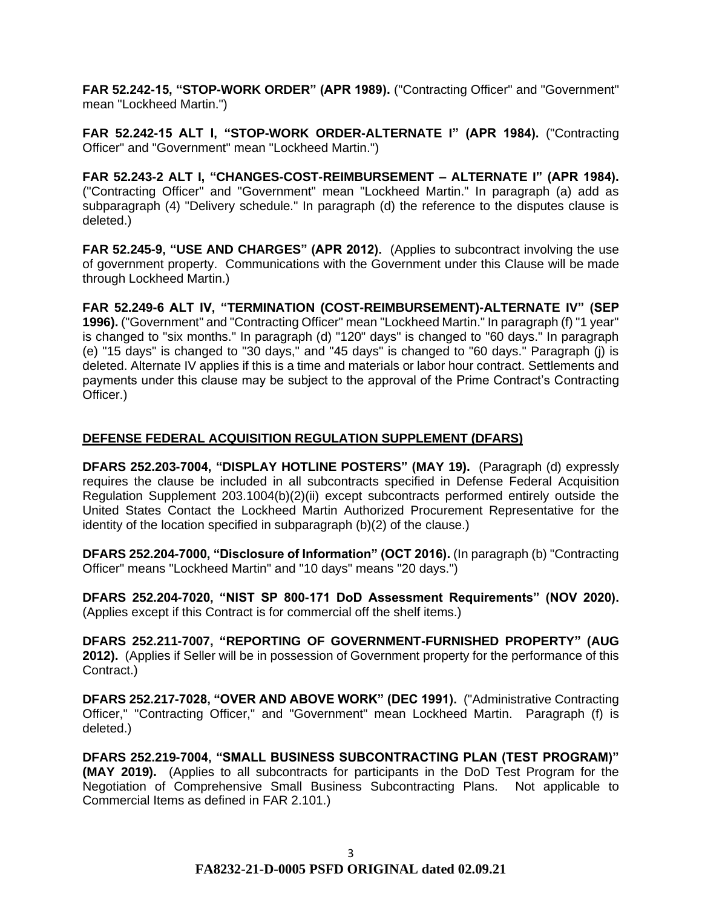**FAR 52.242-15, "STOP-WORK ORDER" (APR 1989).** ("Contracting Officer" and "Government" mean "Lockheed Martin.")

**FAR 52.242-15 ALT I, "STOP-WORK ORDER-ALTERNATE I" (APR 1984).** ("Contracting Officer" and "Government" mean "Lockheed Martin.")

**FAR 52.243-2 ALT I, "CHANGES-COST-REIMBURSEMENT – ALTERNATE I" (APR 1984).** ("Contracting Officer" and "Government" mean "Lockheed Martin." In paragraph (a) add as subparagraph (4) "Delivery schedule." In paragraph (d) the reference to the disputes clause is deleted.)

**FAR 52.245-9, "USE AND CHARGES" (APR 2012).** (Applies to subcontract involving the use of government property. Communications with the Government under this Clause will be made through Lockheed Martin.)

**FAR 52.249-6 ALT IV, "TERMINATION (COST-REIMBURSEMENT)-ALTERNATE IV" (SEP 1996).** ("Government" and "Contracting Officer" mean "Lockheed Martin." In paragraph (f) "1 year" is changed to "six months." In paragraph (d) "120" days" is changed to "60 days." In paragraph (e) "15 days" is changed to "30 days," and "45 days" is changed to "60 days." Paragraph (j) is deleted. Alternate IV applies if this is a time and materials or labor hour contract. Settlements and payments under this clause may be subject to the approval of the Prime Contract's Contracting Officer.)

## DEFENSE FEDERAL ACQUISITION REGULATION SUPPLEMENT (DFARS)

**DFARS 252.203-7004, "DISPLAY HOTLINE POSTERS" (MAY 19).** (Paragraph (d) expressly requires the clause be included in all subcontracts specified in Defense Federal Acquisition Regulation Supplement 203.1004(b)(2)(ii) except subcontracts performed entirely outside the United States Contact the Lockheed Martin Authorized Procurement Representative for the identity of the location specified in subparagraph (b)(2) of the clause.)

**DFARS 252.204-7000, "Disclosure of Information" (OCT 2016).** (In paragraph (b) "Contracting Officer" means "Lockheed Martin" and "10 days" means "20 days.")

**DFARS 252.204-7020, "NIST SP 800-171 DoD Assessment Requirements" (NOV 2020).** (Applies except if this Contract is for commercial off the shelf items.)

**DFARS 252.211-7007, "REPORTING OF GOVERNMENT-FURNISHED PROPERTY" (AUG 2012).** (Applies if Seller will be in possession of Government property for the performance of this Contract.)

**DFARS 252.217-7028, "OVER AND ABOVE WORK" (DEC 1991).** ("Administrative Contracting Officer," "Contracting Officer," and "Government" mean Lockheed Martin. Paragraph (f) is deleted.)

**DFARS 252.219-7004, "SMALL BUSINESS SUBCONTRACTING PLAN (TEST PROGRAM)" (MAY 2019).** (Applies to all subcontracts for participants in the DoD Test Program for the Negotiation of Comprehensive Small Business Subcontracting Plans. Not applicable to Commercial Items as defined in FAR 2.101.)

**FA8232-21-D-0005 PSFD ORIGINAL dated 02.09.21**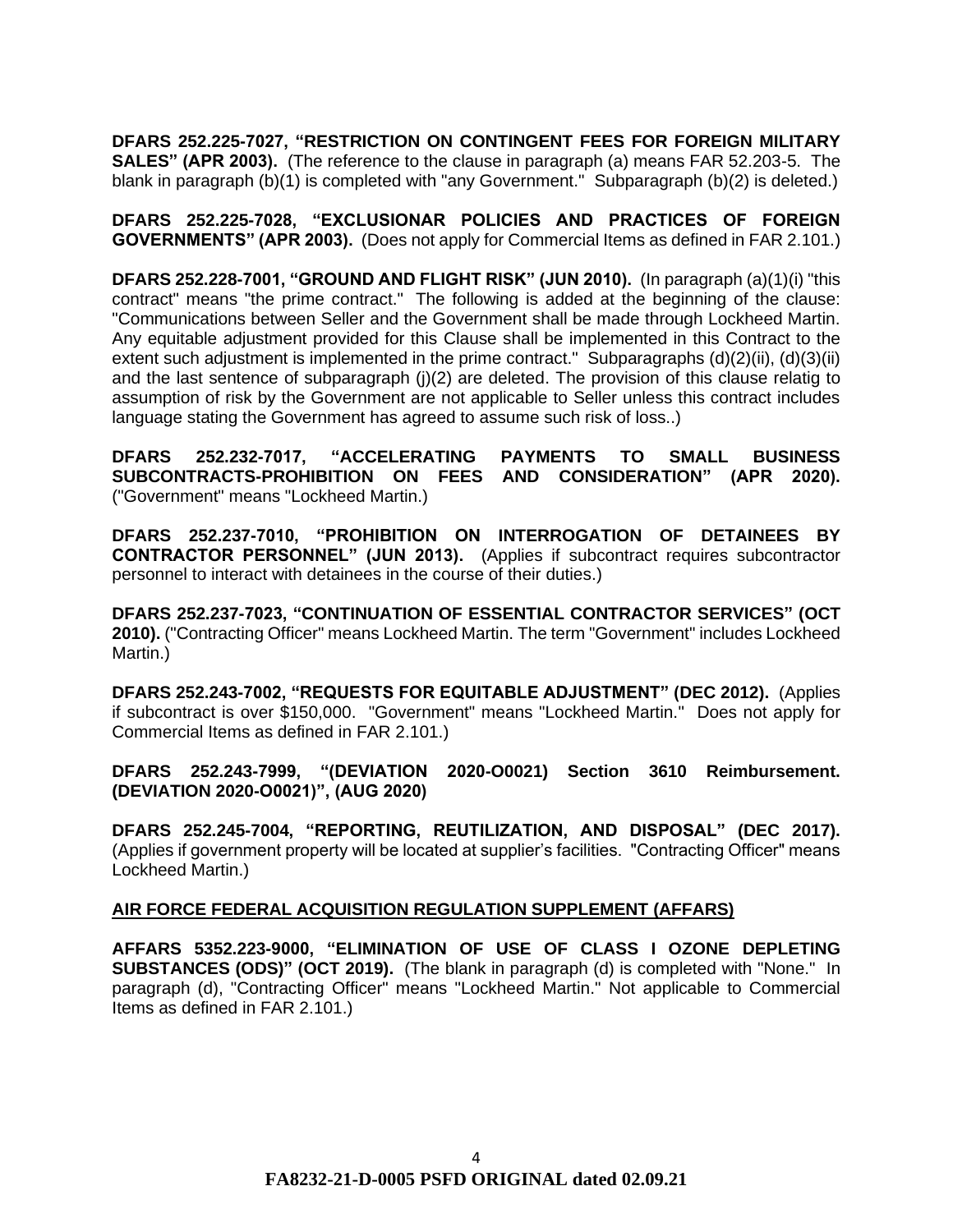**DFARS 252.225-7027, "RESTRICTION ON CONTINGENT FEES FOR FOREIGN MILITARY SALES" (APR 2003).** (The reference to the clause in paragraph (a) means FAR 52.203-5. The blank in paragraph (b)(1) is completed with "any Government." Subparagraph (b)(2) is deleted.)

**DFARS 252.225-7028, "EXCLUSIONAR POLICIES AND PRACTICES OF FOREIGN GOVERNMENTS" (APR 2003).** (Does not apply for Commercial Items as defined in FAR 2.101.)

**DFARS 252.228-7001, "GROUND AND FLIGHT RISK" (JUN 2010).** (In paragraph (a)(1)(i) "this contract" means "the prime contract." The following is added at the beginning of the clause: "Communications between Seller and the Government shall be made through Lockheed Martin. Any equitable adjustment provided for this Clause shall be implemented in this Contract to the extent such adjustment is implemented in the prime contract." Subparagraphs (d)(2)(ii), (d)(3)(ii) and the last sentence of subparagraph (j)(2) are deleted. The provision of this clause relatig to assumption of risk by the Government are not applicable to Seller unless this contract includes language stating the Government has agreed to assume such risk of loss..)

**DFARS 252.232-7017, "ACCELERATING PAYMENTS TO SMALL BUSINESS SUBCONTRACTS-PROHIBITION ON FEES AND CONSIDERATION" (APR 2020).** ("Government" means "Lockheed Martin.)

**DFARS 252.237-7010, "PROHIBITION ON INTERROGATION OF DETAINEES BY CONTRACTOR PERSONNEL" (JUN 2013).** (Applies if subcontract requires subcontractor personnel to interact with detainees in the course of their duties.)

**DFARS 252.237-7023, "CONTINUATION OF ESSENTIAL CONTRACTOR SERVICES" (OCT 2010).** ("Contracting Officer" means Lockheed Martin. The term "Government" includes Lockheed Martin.)

**DFARS 252.243-7002, "REQUESTS FOR EQUITABLE ADJUSTMENT" (DEC 2012).** (Applies if subcontract is over $150,000. "Government" means "Lockheed Martin." Does not apply for Commercial Items as defined in FAR 2.101.)

**DFARS 252.243-7999, "(DEVIATION 2020-O0021) Section 3610 Reimbursement. (DEVIATION 2020-O0021)", (AUG 2020)**

**DFARS 252.245-7004, "REPORTING, REUTILIZATION, AND DISPOSAL" (DEC 2017).** (Applies if government property will be located at supplier's facilities. "Contracting Officer" means Lockheed Martin.)

## AIR FORCE FEDERAL ACQUISITION REGULATION SUPPLEMENT (AFFARS)

**AFFARS 5352.223-9000, "ELIMINATION OF USE OF CLASS I OZONE DEPLETING SUBSTANCES (ODS)" (OCT 2019).** (The blank in paragraph (d) is completed with "None." In paragraph (d), "Contracting Officer" means "Lockheed Martin." Not applicable to Commercial Items as defined in FAR 2.101.)